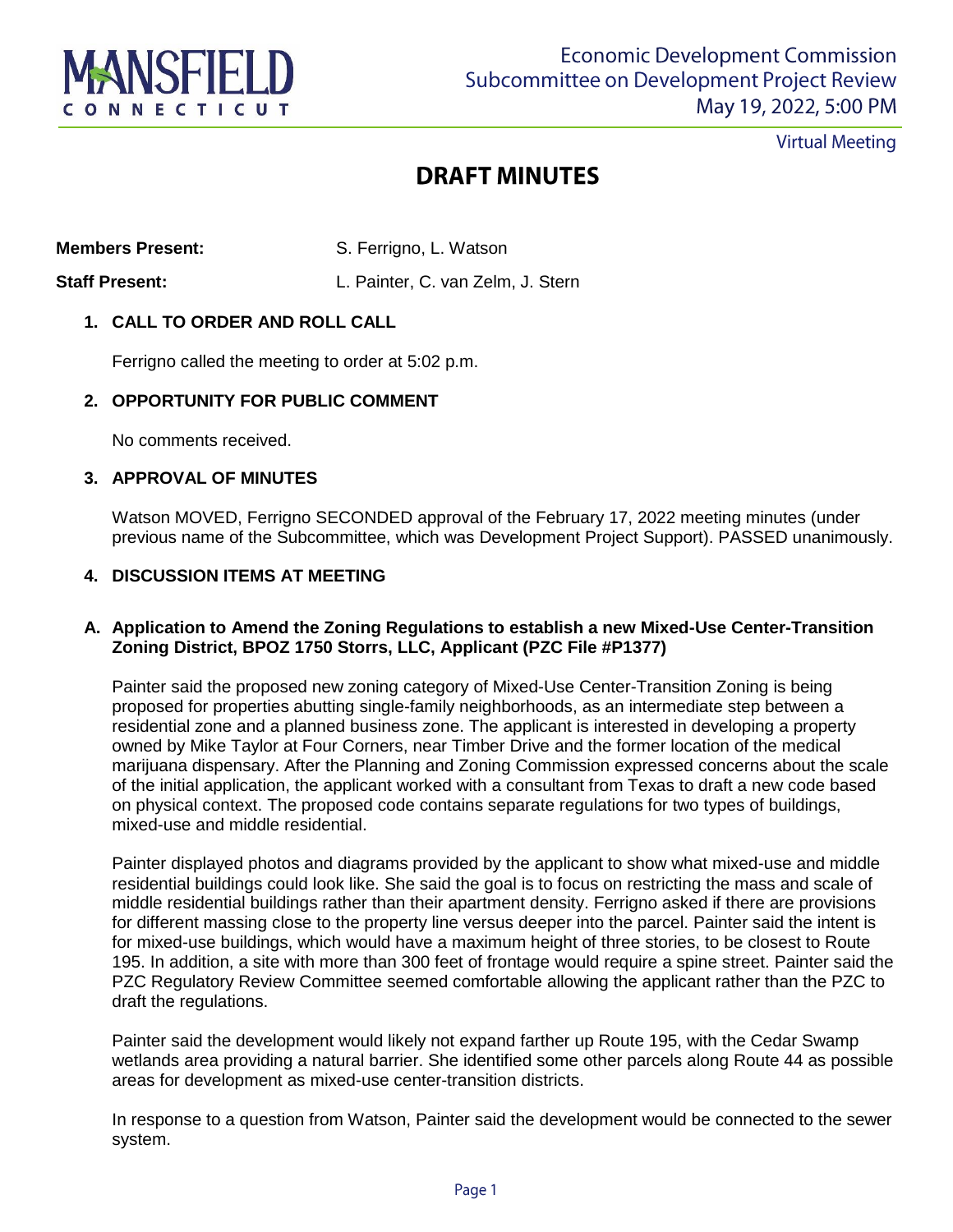Economic Development Commission
Subcommittee on Development Project Review
May 19, 2022, 5:00 PM

Virtual Meeting

# DRAFT MINUTES

**Members Present:** S. Ferrigno, L. Watson

**Staff Present:** L. Painter, C. van Zelm, J. Stern

## 1. CALL TO ORDER AND ROLL CALL

Ferrigno called the meeting to order at 5:02 p.m.

## 2. OPPORTUNITY FOR PUBLIC COMMENT

No comments received.

## 3. APPROVAL OF MINUTES

Watson MOVED, Ferrigno SECONDED approval of the February 17, 2022 meeting minutes (under previous name of the Subcommittee, which was Development Project Support). PASSED unanimously.

## 4. DISCUSSION ITEMS AT MEETING

### A. Application to Amend the Zoning Regulations to establish a new Mixed-Use Center-Transition Zoning District, BPOZ 1750 Storrs, LLC, Applicant (PZC File #P1377)

Painter said the proposed new zoning category of Mixed-Use Center-Transition Zoning is being proposed for properties abutting single-family neighborhoods, as an intermediate step between a residential zone and a planned business zone. The applicant is interested in developing a property owned by Mike Taylor at Four Corners, near Timber Drive and the former location of the medical marijuana dispensary. After the Planning and Zoning Commission expressed concerns about the scale of the initial application, the applicant worked with a consultant from Texas to draft a new code based on physical context. The proposed code contains separate regulations for two types of buildings, mixed-use and middle residential.

Painter displayed photos and diagrams provided by the applicant to show what mixed-use and middle residential buildings could look like. She said the goal is to focus on restricting the mass and scale of middle residential buildings rather than their apartment density. Ferrigno asked if there are provisions for different massing close to the property line versus deeper into the parcel. Painter said the intent is for mixed-use buildings, which would have a maximum height of three stories, to be closest to Route 195. In addition, a site with more than 300 feet of frontage would require a spine street. Painter said the PZC Regulatory Review Committee seemed comfortable allowing the applicant rather than the PZC to draft the regulations.

Painter said the development would likely not expand farther up Route 195, with the Cedar Swamp wetlands area providing a natural barrier. She identified some other parcels along Route 44 as possible areas for development as mixed-use center-transition districts.

In response to a question from Watson, Painter said the development would be connected to the sewer system.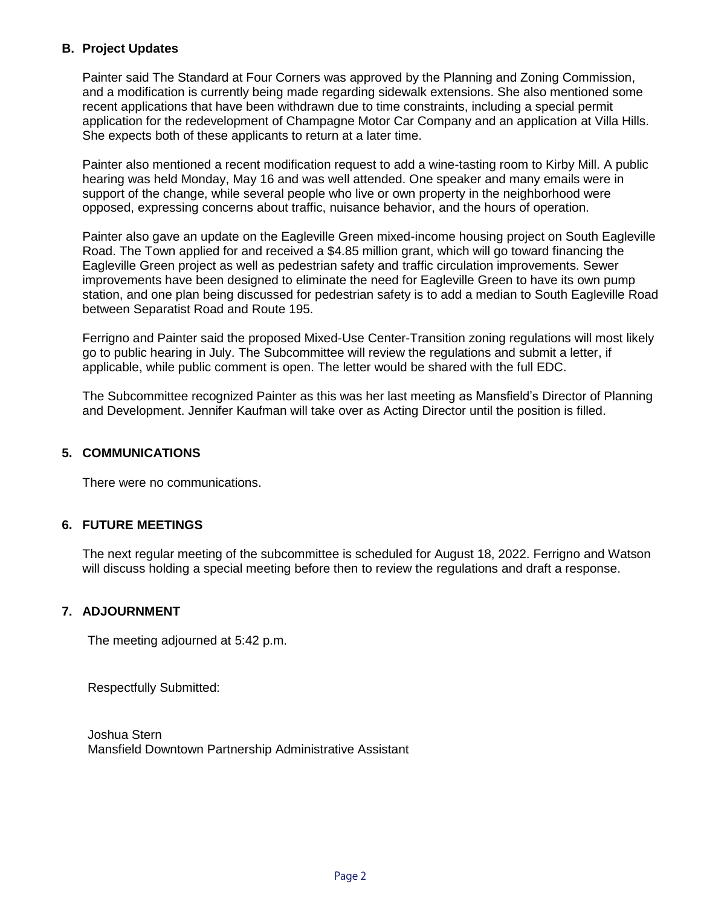### B. Project Updates

Painter said The Standard at Four Corners was approved by the Planning and Zoning Commission, and a modification is currently being made regarding sidewalk extensions. She also mentioned some recent applications that have been withdrawn due to time constraints, including a special permit application for the redevelopment of Champagne Motor Car Company and an application at Villa Hills. She expects both of these applicants to return at a later time.

Painter also mentioned a recent modification request to add a wine-tasting room to Kirby Mill. A public hearing was held Monday, May 16 and was well attended. One speaker and many emails were in support of the change, while several people who live or own property in the neighborhood were opposed, expressing concerns about traffic, nuisance behavior, and the hours of operation.

Painter also gave an update on the Eagleville Green mixed-income housing project on South Eagleville Road. The Town applied for and received a $4.85 million grant, which will go toward financing the Eagleville Green project as well as pedestrian safety and traffic circulation improvements. Sewer improvements have been designed to eliminate the need for Eagleville Green to have its own pump station, and one plan being discussed for pedestrian safety is to add a median to South Eagleville Road between Separatist Road and Route 195.

Ferrigno and Painter said the proposed Mixed-Use Center-Transition zoning regulations will most likely go to public hearing in July. The Subcommittee will review the regulations and submit a letter, if applicable, while public comment is open. The letter would be shared with the full EDC.

The Subcommittee recognized Painter as this was her last meeting as Mansfield's Director of Planning and Development. Jennifer Kaufman will take over as Acting Director until the position is filled.

## 5. COMMUNICATIONS

There were no communications.

## 6. FUTURE MEETINGS

The next regular meeting of the subcommittee is scheduled for August 18, 2022. Ferrigno and Watson will discuss holding a special meeting before then to review the regulations and draft a response.

## 7. ADJOURNMENT

The meeting adjourned at 5:42 p.m.

Respectfully Submitted:

Joshua Stern
Mansfield Downtown Partnership Administrative Assistant